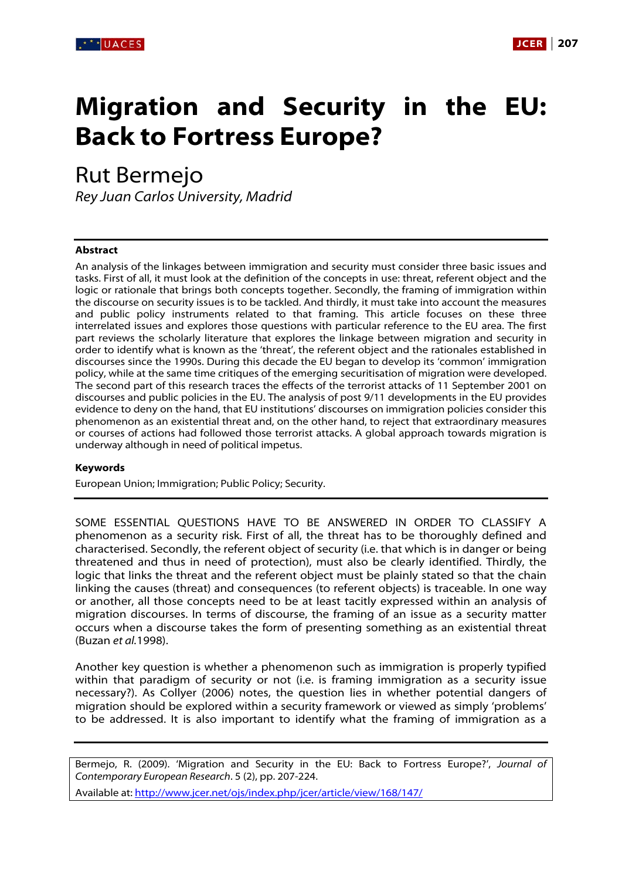# Migration and Security in the EU: Back to Fortress Europe?

## Rut Bermejo

*Rey Juan Carlos University, Madrid*

### Abstract

An analysis of the linkages between immigration and security must consider three basic issues and tasks. First of all, it must look at the definition of the concepts in use: threat, referent object and the logic or rationale that brings both concepts together. Secondly, the framing of immigration within the discourse on security issues is to be tackled. And thirdly, it must take into account the measures and public policy instruments related to that framing. This article focuses on these three interrelated issues and explores those questions with particular reference to the EU area. The first part reviews the scholarly literature that explores the linkage between migration and security in order to identify what is known as the 'threat', the referent object and the rationales established in discourses since the 1990s. During this decade the EU began to develop its 'common' immigration policy, while at the same time critiques of the emerging securitisation of migration were developed. The second part of this research traces the effects of the terrorist attacks of 11 September 2001 on discourses and public policies in the EU. The analysis of post 9/11 developments in the EU provides evidence to deny on the hand, that EU institutions' discourses on immigration policies consider this phenomenon as an existential threat and, on the other hand, to reject that extraordinary measures or courses of actions had followed those terrorist attacks. A global approach towards migration is underway although in need of political impetus.

### Keywords

European Union; Immigration; Public Policy; Security.

---

SOME ESSENTIAL QUESTIONS HAVE TO BE ANSWERED IN ORDER TO CLASSIFY A phenomenon as a security risk. First of all, the threat has to be thoroughly defined and characterised. Secondly, the referent object of security (i.e. that which is in danger or being threatened and thus in need of protection), must also be clearly identified. Thirdly, the logic that links the threat and the referent object must be plainly stated so that the chain linking the causes (threat) and consequences (to referent objects) is traceable. In one way or another, all those concepts need to be at least tacitly expressed within an analysis of migration discourses. In terms of discourse, the framing of an issue as a security matter occurs when a discourse takes the form of presenting something as an existential threat (Buzan *et al.*1998).

Another key question is whether a phenomenon such as immigration is properly typified within that paradigm of security or not (i.e. is framing immigration as a security issue necessary?). As Collyer (2006) notes, the question lies in whether potential dangers of migration should be explored within a security framework or viewed as simply 'problems' to be addressed. It is also important to identify what the framing of immigration as a

---

Bermejo, R. (2009). 'Migration and Security in the EU: Back to Fortress Europe?', *Journal of Contemporary European Research*. 5 (2), pp. 207-224.

Available at: http://www.jcer.net/ojs/index.php/jcer/article/view/168/147/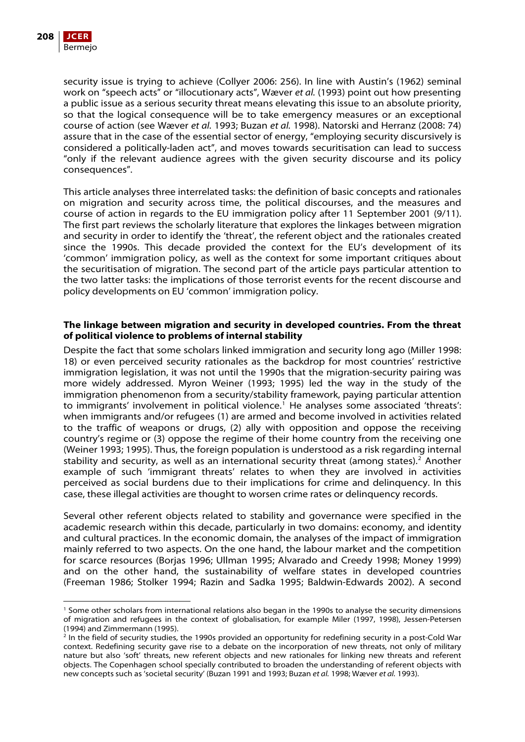security issue is trying to achieve (Collyer 2006: 256). In line with Austin's (1962) seminal work on "speech acts" or "illocutionary acts", Wæver *et al.* (1993) point out how presenting a public issue as a serious security threat means elevating this issue to an absolute priority, so that the logical consequence will be to take emergency measures or an exceptional course of action (see Wæver *et al.* 1993; Buzan *et al.* 1998). Natorski and Herranz (2008: 74) assure that in the case of the essential sector of energy, "employing security discursively is considered a politically-laden act", and moves towards securitisation can lead to success "only if the relevant audience agrees with the given security discourse and its policy consequences".

This article analyses three interrelated tasks: the definition of basic concepts and rationales on migration and security across time, the political discourses, and the measures and course of action in regards to the EU immigration policy after 11 September 2001 (9/11). The first part reviews the scholarly literature that explores the linkages between migration and security in order to identify the 'threat', the referent object and the rationales created since the 1990s. This decade provided the context for the EU's development of its 'common' immigration policy, as well as the context for some important critiques about the securitisation of migration. The second part of the article pays particular attention to the two latter tasks: the implications of those terrorist events for the recent discourse and policy developments on EU 'common' immigration policy.

## The linkage between migration and security in developed countries. From the threat of political violence to problems of internal stability

Despite the fact that some scholars linked immigration and security long ago (Miller 1998: 18) or even perceived security rationales as the backdrop for most countries' restrictive immigration legislation, it was not until the 1990s that the migration-security pairing was more widely addressed. Myron Weiner (1993; 1995) led the way in the study of the immigration phenomenon from a security/stability framework, paying particular attention to immigrants' involvement in political violence.[1] He analyses some associated 'threats': when immigrants and/or refugees (1) are armed and become involved in activities related to the traffic of weapons or drugs, (2) ally with opposition and oppose the receiving country's regime or (3) oppose the regime of their home country from the receiving one (Weiner 1993; 1995). Thus, the foreign population is understood as a risk regarding internal stability and security, as well as an international security threat (among states).[2] Another example of such 'immigrant threats' relates to when they are involved in activities perceived as social burdens due to their implications for crime and delinquency. In this case, these illegal activities are thought to worsen crime rates or delinquency records.

Several other referent objects related to stability and governance were specified in the academic research within this decade, particularly in two domains: economy, and identity and cultural practices. In the economic domain, the analyses of the impact of immigration mainly referred to two aspects. On the one hand, the labour market and the competition for scarce resources (Borjas 1996; Ullman 1995; Alvarado and Creedy 1998; Money 1999) and on the other hand, the sustainability of welfare states in developed countries (Freeman 1986; Stolker 1994; Razin and Sadka 1995; Baldwin-Edwards 2002). A second

---

[1] Some other scholars from international relations also began in the 1990s to analyse the security dimensions of migration and refugees in the context of globalisation, for example Miler (1997, 1998), Jessen-Petersen (1994) and Zimmermann (1995).

[2] In the field of security studies, the 1990s provided an opportunity for redefining security in a post-Cold War context. Redefining security gave rise to a debate on the incorporation of new threats, not only of military nature but also 'soft' threats, new referent objects and new rationales for linking new threats and referent objects. The Copenhagen school specially contributed to broaden the understanding of referent objects with new concepts such as 'societal security' (Buzan 1991 and 1993; Buzan *et al.* 1998; Wæver *et al.* 1993).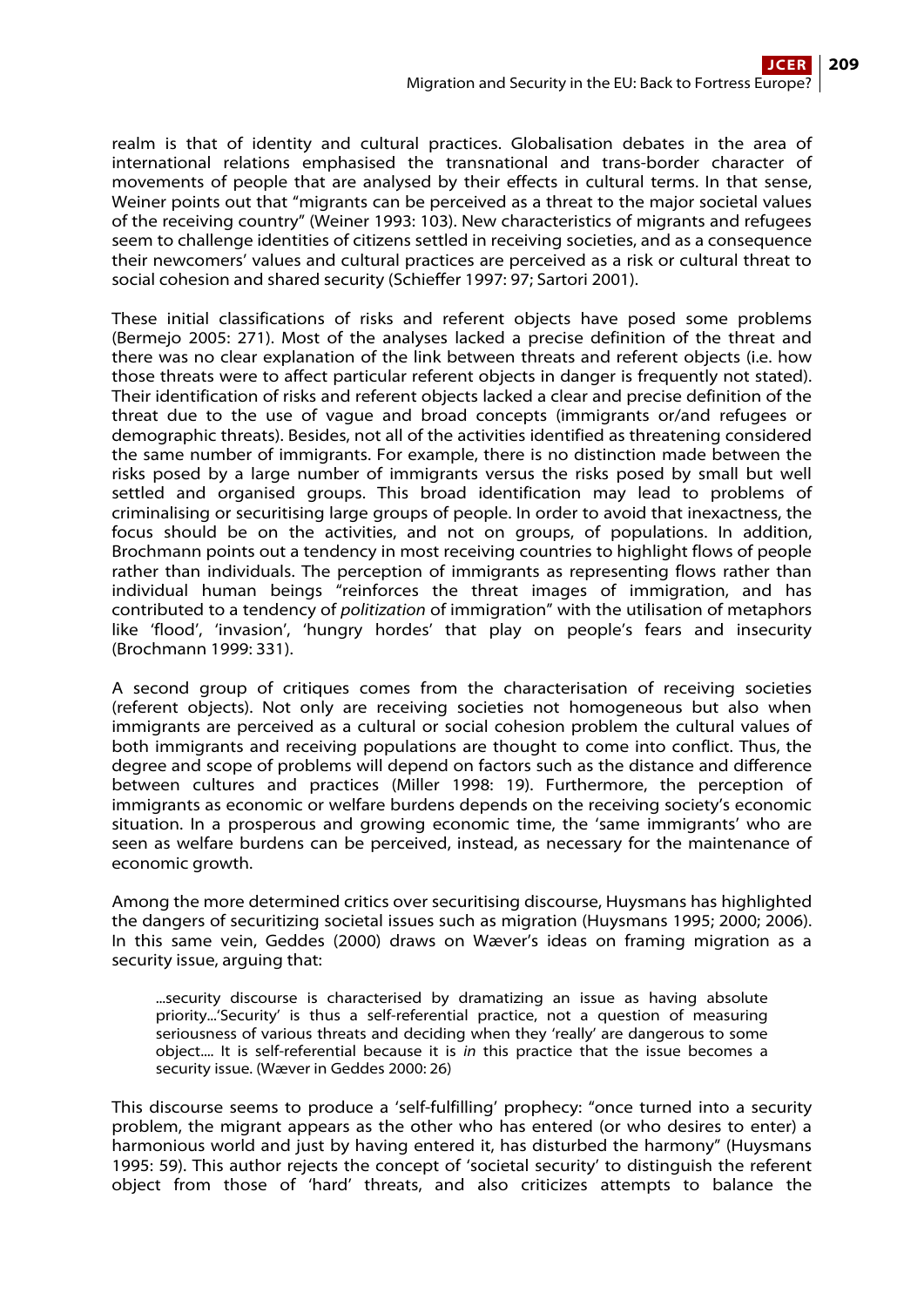realm is that of identity and cultural practices. Globalisation debates in the area of international relations emphasised the transnational and trans-border character of movements of people that are analysed by their effects in cultural terms. In that sense, Weiner points out that "migrants can be perceived as a threat to the major societal values of the receiving country" (Weiner 1993: 103). New characteristics of migrants and refugees seem to challenge identities of citizens settled in receiving societies, and as a consequence their newcomers' values and cultural practices are perceived as a risk or cultural threat to social cohesion and shared security (Schieffer 1997: 97; Sartori 2001).

These initial classifications of risks and referent objects have posed some problems (Bermejo 2005: 271). Most of the analyses lacked a precise definition of the threat and there was no clear explanation of the link between threats and referent objects (i.e. how those threats were to affect particular referent objects in danger is frequently not stated). Their identification of risks and referent objects lacked a clear and precise definition of the threat due to the use of vague and broad concepts (immigrants or/and refugees or demographic threats). Besides, not all of the activities identified as threatening considered the same number of immigrants. For example, there is no distinction made between the risks posed by a large number of immigrants versus the risks posed by small but well settled and organised groups. This broad identification may lead to problems of criminalising or securitising large groups of people. In order to avoid that inexactness, the focus should be on the activities, and not on groups, of populations. In addition, Brochmann points out a tendency in most receiving countries to highlight flows of people rather than individuals. The perception of immigrants as representing flows rather than individual human beings "reinforces the threat images of immigration, and has contributed to a tendency of *politization* of immigration" with the utilisation of metaphors like 'flood', 'invasion', 'hungry hordes' that play on people's fears and insecurity (Brochmann 1999: 331).

A second group of critiques comes from the characterisation of receiving societies (referent objects). Not only are receiving societies not homogeneous but also when immigrants are perceived as a cultural or social cohesion problem the cultural values of both immigrants and receiving populations are thought to come into conflict. Thus, the degree and scope of problems will depend on factors such as the distance and difference between cultures and practices (Miller 1998: 19). Furthermore, the perception of immigrants as economic or welfare burdens depends on the receiving society's economic situation. In a prosperous and growing economic time, the 'same immigrants' who are seen as welfare burdens can be perceived, instead, as necessary for the maintenance of economic growth.

Among the more determined critics over securitising discourse, Huysmans has highlighted the dangers of securitizing societal issues such as migration (Huysmans 1995; 2000; 2006). In this same vein, Geddes (2000) draws on Wæver's ideas on framing migration as a security issue, arguing that:

> ...security discourse is characterised by dramatizing an issue as having absolute priority...'Security' is thus a self-referential practice, not a question of measuring seriousness of various threats and deciding when they 'really' are dangerous to some object.... It is self-referential because it is *in* this practice that the issue becomes a security issue. (Wæver in Geddes 2000: 26)

This discourse seems to produce a 'self-fulfilling' prophecy: "once turned into a security problem, the migrant appears as the other who has entered (or who desires to enter) a harmonious world and just by having entered it, has disturbed the harmony" (Huysmans 1995: 59). This author rejects the concept of 'societal security' to distinguish the referent object from those of 'hard' threats, and also criticizes attempts to balance the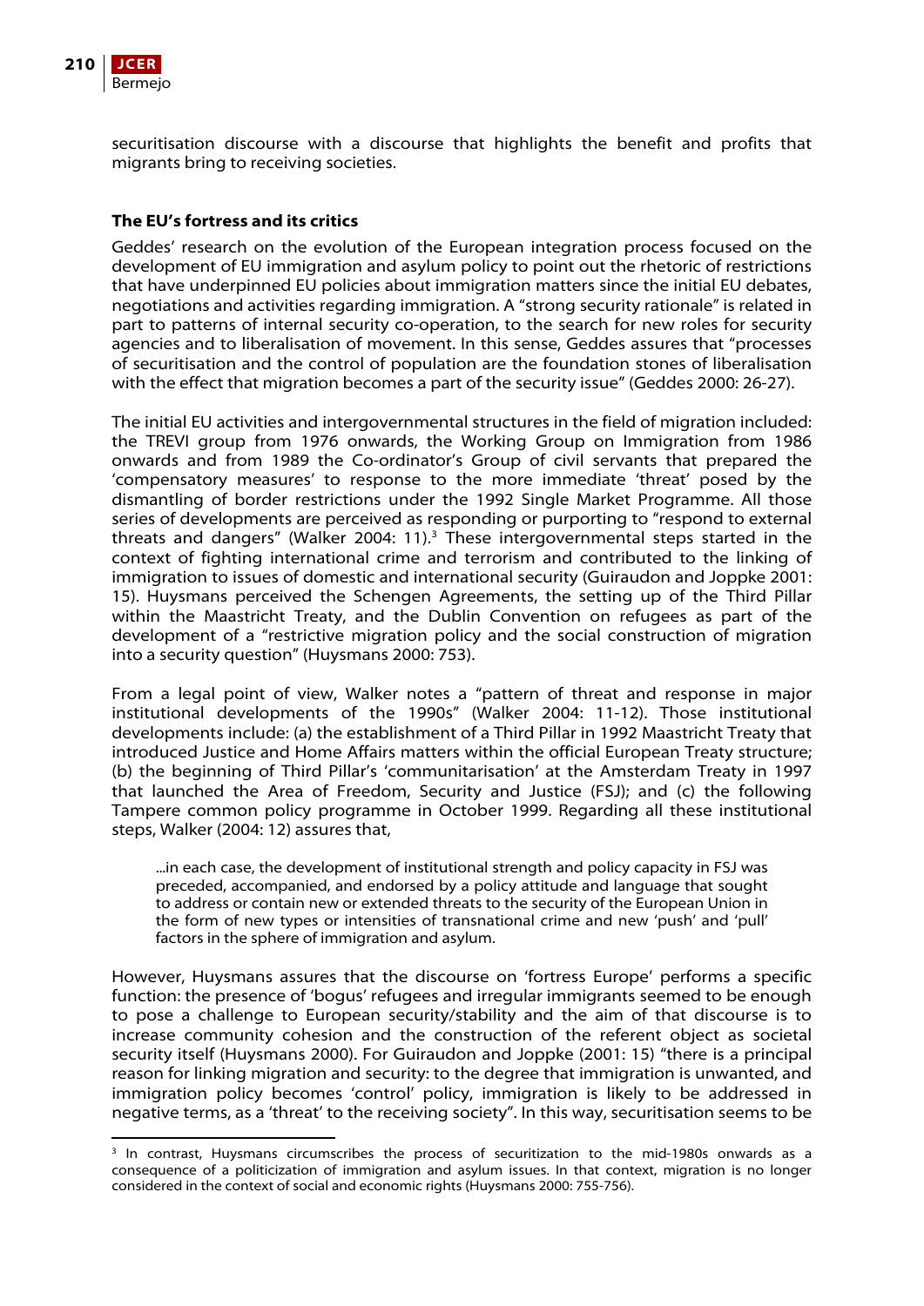securitisation discourse with a discourse that highlights the benefit and profits that migrants bring to receiving societies.

**The EU's fortress and its critics**

Geddes' research on the evolution of the European integration process focused on the development of EU immigration and asylum policy to point out the rhetoric of restrictions that have underpinned EU policies about immigration matters since the initial EU debates, negotiations and activities regarding immigration. A "strong security rationale" is related in part to patterns of internal security co-operation, to the search for new roles for security agencies and to liberalisation of movement. In this sense, Geddes assures that "processes of securitisation and the control of population are the foundation stones of liberalisation with the effect that migration becomes a part of the security issue" (Geddes 2000: 26-27).

The initial EU activities and intergovernmental structures in the field of migration included: the TREVI group from 1976 onwards, the Working Group on Immigration from 1986 onwards and from 1989 the Co-ordinator's Group of civil servants that prepared the 'compensatory measures' to response to the more immediate 'threat' posed by the dismantling of border restrictions under the 1992 Single Market Programme. All those series of developments are perceived as responding or purporting to "respond to external threats and dangers" (Walker 2004: 11).[3] These intergovernmental steps started in the context of fighting international crime and terrorism and contributed to the linking of immigration to issues of domestic and international security (Guiraudon and Joppke 2001: 15). Huysmans perceived the Schengen Agreements, the setting up of the Third Pillar within the Maastricht Treaty, and the Dublin Convention on refugees as part of the development of a "restrictive migration policy and the social construction of migration into a security question" (Huysmans 2000: 753).

From a legal point of view, Walker notes a "pattern of threat and response in major institutional developments of the 1990s" (Walker 2004: 11-12). Those institutional developments include: (a) the establishment of a Third Pillar in 1992 Maastricht Treaty that introduced Justice and Home Affairs matters within the official European Treaty structure; (b) the beginning of Third Pillar's 'communitarisation' at the Amsterdam Treaty in 1997 that launched the Area of Freedom, Security and Justice (FSJ); and (c) the following Tampere common policy programme in October 1999. Regarding all these institutional steps, Walker (2004: 12) assures that,

> ...in each case, the development of institutional strength and policy capacity in FSJ was preceded, accompanied, and endorsed by a policy attitude and language that sought to address or contain new or extended threats to the security of the European Union in the form of new types or intensities of transnational crime and new 'push' and 'pull' factors in the sphere of immigration and asylum.

However, Huysmans assures that the discourse on 'fortress Europe' performs a specific function: the presence of 'bogus' refugees and irregular immigrants seemed to be enough to pose a challenge to European security/stability and the aim of that discourse is to increase community cohesion and the construction of the referent object as societal security itself (Huysmans 2000). For Guiraudon and Joppke (2001: 15) "there is a principal reason for linking migration and security: to the degree that immigration is unwanted, and immigration policy becomes 'control' policy, immigration is likely to be addressed in negative terms, as a 'threat' to the receiving society". In this way, securitisation seems to be

---

[3] In contrast, Huysmans circumscribes the process of securitization to the mid-1980s onwards as a consequence of a politicization of immigration and asylum issues. In that context, migration is no longer considered in the context of social and economic rights (Huysmans 2000: 755-756).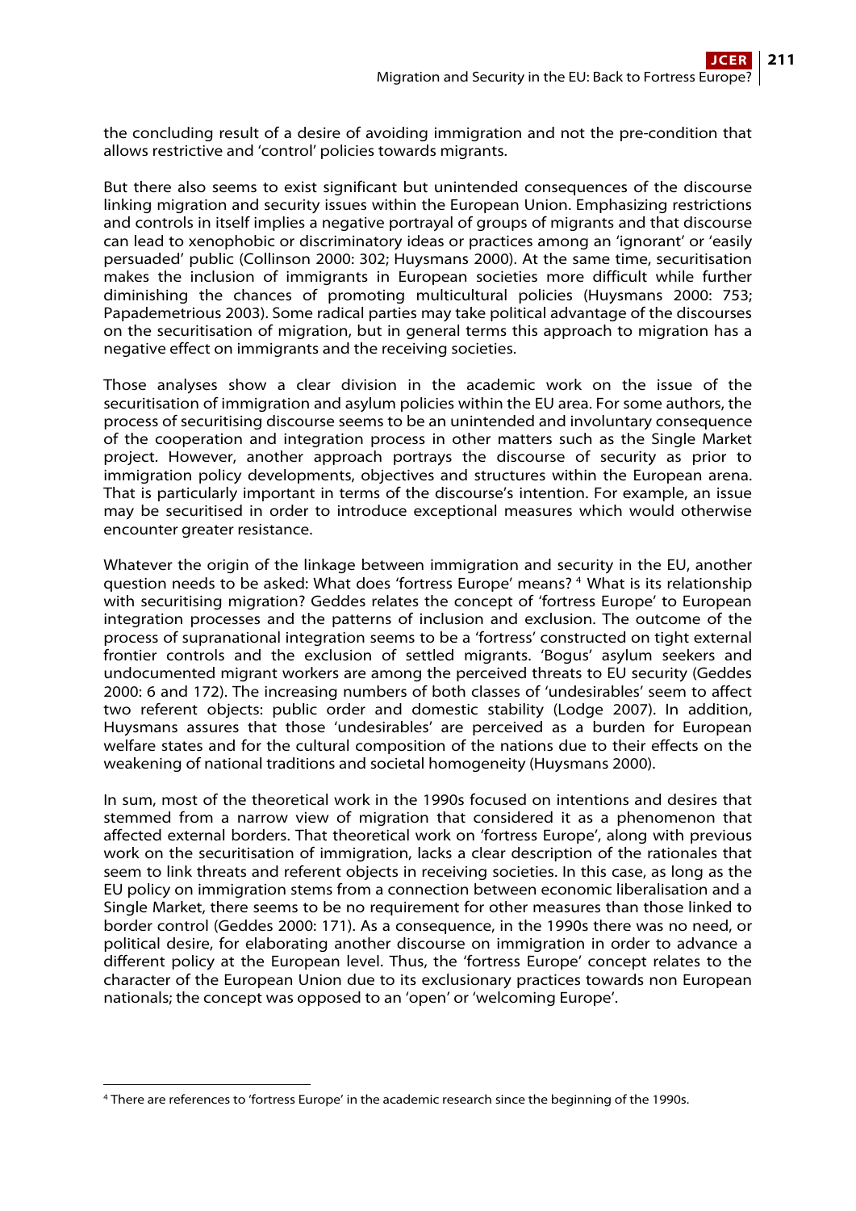the concluding result of a desire of avoiding immigration and not the pre-condition that allows restrictive and 'control' policies towards migrants.

But there also seems to exist significant but unintended consequences of the discourse linking migration and security issues within the European Union. Emphasizing restrictions and controls in itself implies a negative portrayal of groups of migrants and that discourse can lead to xenophobic or discriminatory ideas or practices among an 'ignorant' or 'easily persuaded' public (Collinson 2000: 302; Huysmans 2000). At the same time, securitisation makes the inclusion of immigrants in European societies more difficult while further diminishing the chances of promoting multicultural policies (Huysmans 2000: 753; Papademetrious 2003). Some radical parties may take political advantage of the discourses on the securitisation of migration, but in general terms this approach to migration has a negative effect on immigrants and the receiving societies.

Those analyses show a clear division in the academic work on the issue of the securitisation of immigration and asylum policies within the EU area. For some authors, the process of securitising discourse seems to be an unintended and involuntary consequence of the cooperation and integration process in other matters such as the Single Market project. However, another approach portrays the discourse of security as prior to immigration policy developments, objectives and structures within the European arena. That is particularly important in terms of the discourse's intention. For example, an issue may be securitised in order to introduce exceptional measures which would otherwise encounter greater resistance.

Whatever the origin of the linkage between immigration and security in the EU, another question needs to be asked: What does 'fortress Europe' means? [4] What is its relationship with securitising migration? Geddes relates the concept of 'fortress Europe' to European integration processes and the patterns of inclusion and exclusion. The outcome of the process of supranational integration seems to be a 'fortress' constructed on tight external frontier controls and the exclusion of settled migrants. 'Bogus' asylum seekers and undocumented migrant workers are among the perceived threats to EU security (Geddes 2000: 6 and 172). The increasing numbers of both classes of 'undesirables' seem to affect two referent objects: public order and domestic stability (Lodge 2007). In addition, Huysmans assures that those 'undesirables' are perceived as a burden for European welfare states and for the cultural composition of the nations due to their effects on the weakening of national traditions and societal homogeneity (Huysmans 2000).

In sum, most of the theoretical work in the 1990s focused on intentions and desires that stemmed from a narrow view of migration that considered it as a phenomenon that affected external borders. That theoretical work on 'fortress Europe', along with previous work on the securitisation of immigration, lacks a clear description of the rationales that seem to link threats and referent objects in receiving societies. In this case, as long as the EU policy on immigration stems from a connection between economic liberalisation and a Single Market, there seems to be no requirement for other measures than those linked to border control (Geddes 2000: 171). As a consequence, in the 1990s there was no need, or political desire, for elaborating another discourse on immigration in order to advance a different policy at the European level. Thus, the 'fortress Europe' concept relates to the character of the European Union due to its exclusionary practices towards non European nationals; the concept was opposed to an 'open' or 'welcoming Europe'.

---

[4] There are references to 'fortress Europe' in the academic research since the beginning of the 1990s.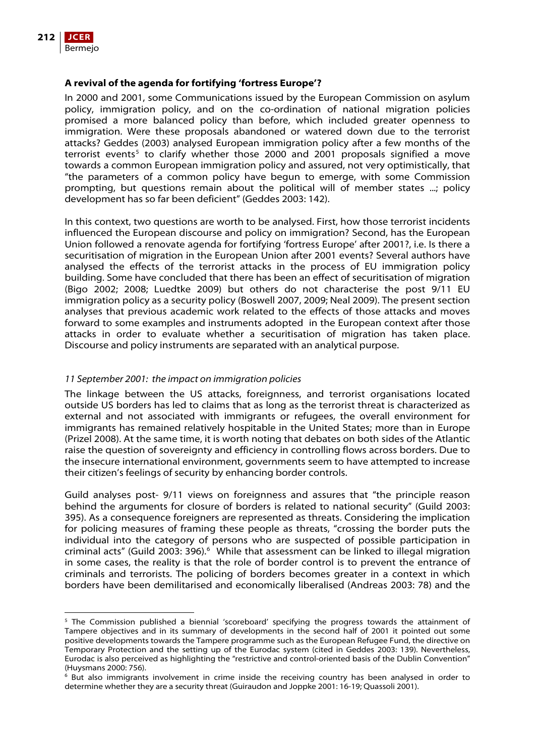### A revival of the agenda for fortifying 'fortress Europe'?

In 2000 and 2001, some Communications issued by the European Commission on asylum policy, immigration policy, and on the co-ordination of national migration policies promised a more balanced policy than before, which included greater openness to immigration. Were these proposals abandoned or watered down due to the terrorist attacks? Geddes (2003) analysed European immigration policy after a few months of the terrorist events[5] to clarify whether those 2000 and 2001 proposals signified a move towards a common European immigration policy and assured, not very optimistically, that "the parameters of a common policy have begun to emerge, with some Commission prompting, but questions remain about the political will of member states ...; policy development has so far been deficient" (Geddes 2003: 142).

In this context, two questions are worth to be analysed. First, how those terrorist incidents influenced the European discourse and policy on immigration? Second, has the European Union followed a renovate agenda for fortifying 'fortress Europe' after 2001?, i.e. Is there a securitisation of migration in the European Union after 2001 events? Several authors have analysed the effects of the terrorist attacks in the process of EU immigration policy building. Some have concluded that there has been an effect of securitisation of migration (Bigo 2002; 2008; Luedtke 2009) but others do not characterise the post 9/11 EU immigration policy as a security policy (Boswell 2007, 2009; Neal 2009). The present section analyses that previous academic work related to the effects of those attacks and moves forward to some examples and instruments adopted in the European context after those attacks in order to evaluate whether a securitisation of migration has taken place. Discourse and policy instruments are separated with an analytical purpose.

*11 September 2001: the impact on immigration policies*

The linkage between the US attacks, foreignness, and terrorist organisations located outside US borders has led to claims that as long as the terrorist threat is characterized as external and not associated with immigrants or refugees, the overall environment for immigrants has remained relatively hospitable in the United States; more than in Europe (Prizel 2008). At the same time, it is worth noting that debates on both sides of the Atlantic raise the question of sovereignty and efficiency in controlling flows across borders. Due to the insecure international environment, governments seem to have attempted to increase their citizen's feelings of security by enhancing border controls.

Guild analyses post- 9/11 views on foreignness and assures that "the principle reason behind the arguments for closure of borders is related to national security" (Guild 2003: 395). As a consequence foreigners are represented as threats. Considering the implication for policing measures of framing these people as threats, "crossing the border puts the individual into the category of persons who are suspected of possible participation in criminal acts" (Guild 2003: 396).[6] While that assessment can be linked to illegal migration in some cases, the reality is that the role of border control is to prevent the entrance of criminals and terrorists. The policing of borders becomes greater in a context in which borders have been demilitarised and economically liberalised (Andreas 2003: 78) and the

[5] The Commission published a biennial 'scoreboard' specifying the progress towards the attainment of Tampere objectives and in its summary of developments in the second half of 2001 it pointed out some positive developments towards the Tampere programme such as the European Refugee Fund, the directive on Temporary Protection and the setting up of the Eurodac system (cited in Geddes 2003: 139). Nevertheless, Eurodac is also perceived as highlighting the "restrictive and control-oriented basis of the Dublin Convention" (Huysmans 2000: 756).

[6] But also immigrants involvement in crime inside the receiving country has been analysed in order to determine whether they are a security threat (Guiraudon and Joppke 2001: 16-19; Quassoli 2001).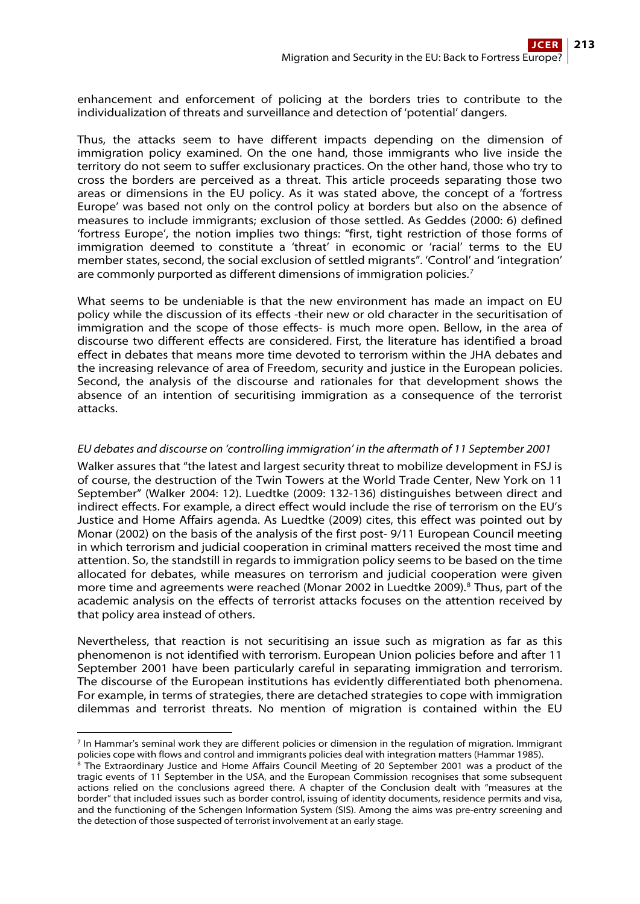enhancement and enforcement of policing at the borders tries to contribute to the individualization of threats and surveillance and detection of 'potential' dangers.

Thus, the attacks seem to have different impacts depending on the dimension of immigration policy examined. On the one hand, those immigrants who live inside the territory do not seem to suffer exclusionary practices. On the other hand, those who try to cross the borders are perceived as a threat. This article proceeds separating those two areas or dimensions in the EU policy. As it was stated above, the concept of a 'fortress Europe' was based not only on the control policy at borders but also on the absence of measures to include immigrants; exclusion of those settled. As Geddes (2000: 6) defined 'fortress Europe', the notion implies two things: "first, tight restriction of those forms of immigration deemed to constitute a 'threat' in economic or 'racial' terms to the EU member states, second, the social exclusion of settled migrants". 'Control' and 'integration' are commonly purported as different dimensions of immigration policies.[7]

What seems to be undeniable is that the new environment has made an impact on EU policy while the discussion of its effects -their new or old character in the securitisation of immigration and the scope of those effects- is much more open. Bellow, in the area of discourse two different effects are considered. First, the literature has identified a broad effect in debates that means more time devoted to terrorism within the JHA debates and the increasing relevance of area of Freedom, security and justice in the European policies. Second, the analysis of the discourse and rationales for that development shows the absence of an intention of securitising immigration as a consequence of the terrorist attacks.

### *EU debates and discourse on 'controlling immigration' in the aftermath of 11 September 2001*

Walker assures that "the latest and largest security threat to mobilize development in FSJ is of course, the destruction of the Twin Towers at the World Trade Center, New York on 11 September" (Walker 2004: 12). Luedtke (2009: 132-136) distinguishes between direct and indirect effects. For example, a direct effect would include the rise of terrorism on the EU's Justice and Home Affairs agenda. As Luedtke (2009) cites, this effect was pointed out by Monar (2002) on the basis of the analysis of the first post- 9/11 European Council meeting in which terrorism and judicial cooperation in criminal matters received the most time and attention. So, the standstill in regards to immigration policy seems to be based on the time allocated for debates, while measures on terrorism and judicial cooperation were given more time and agreements were reached (Monar 2002 in Luedtke 2009).[8] Thus, part of the academic analysis on the effects of terrorist attacks focuses on the attention received by that policy area instead of others.

Nevertheless, that reaction is not securitising an issue such as migration as far as this phenomenon is not identified with terrorism. European Union policies before and after 11 September 2001 have been particularly careful in separating immigration and terrorism. The discourse of the European institutions has evidently differentiated both phenomena. For example, in terms of strategies, there are detached strategies to cope with immigration dilemmas and terrorist threats. No mention of migration is contained within the EU

---

[7] In Hammar's seminal work they are different policies or dimension in the regulation of migration. Immigrant policies cope with flows and control and immigrants policies deal with integration matters (Hammar 1985).

[8] The Extraordinary Justice and Home Affairs Council Meeting of 20 September 2001 was a product of the tragic events of 11 September in the USA, and the European Commission recognises that some subsequent actions relied on the conclusions agreed there. A chapter of the Conclusion dealt with "measures at the border" that included issues such as border control, issuing of identity documents, residence permits and visa, and the functioning of the Schengen Information System (SIS). Among the aims was pre-entry screening and the detection of those suspected of terrorist involvement at an early stage.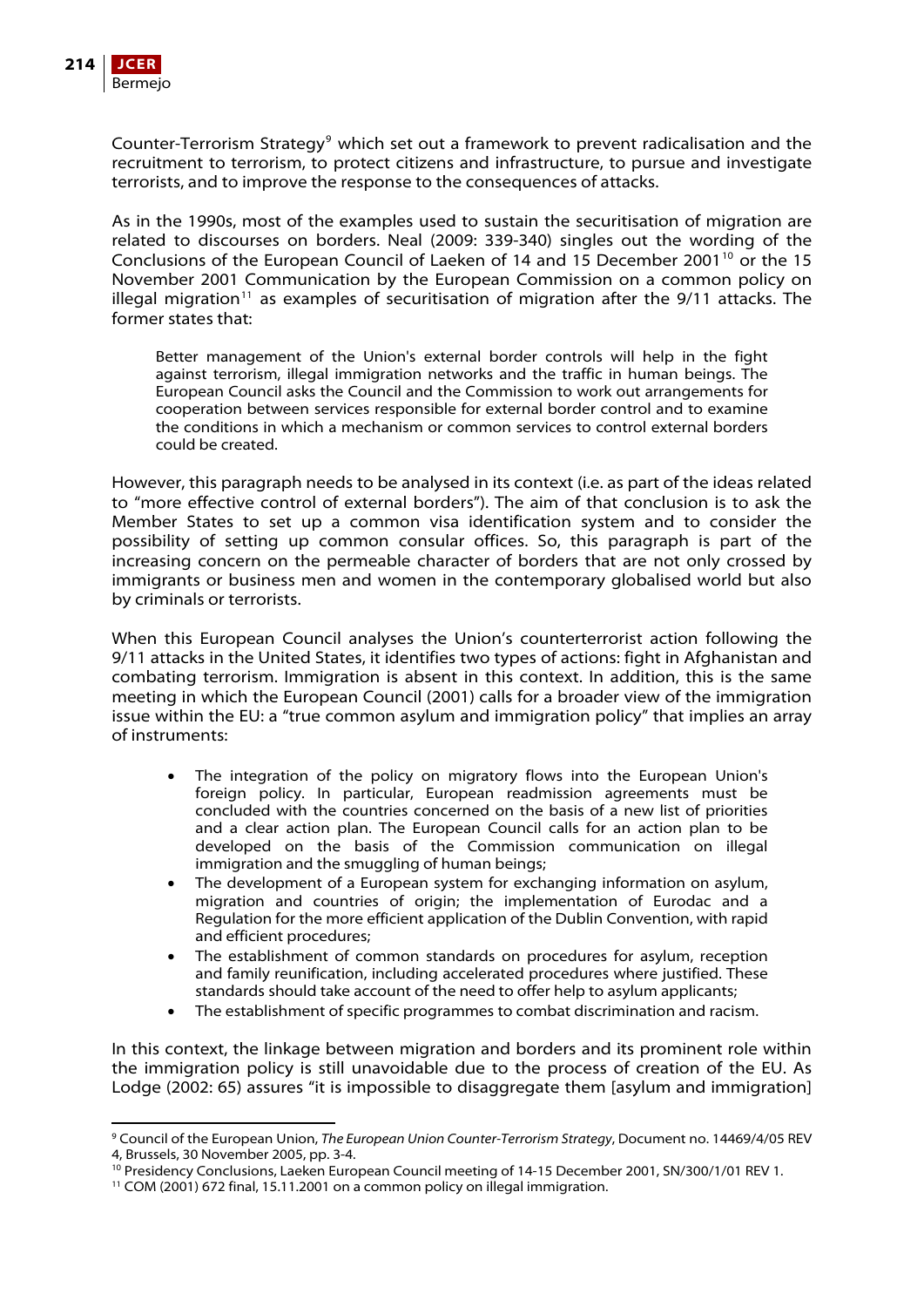Counter-Terrorism Strategy[9] which set out a framework to prevent radicalisation and the recruitment to terrorism, to protect citizens and infrastructure, to pursue and investigate terrorists, and to improve the response to the consequences of attacks.

As in the 1990s, most of the examples used to sustain the securitisation of migration are related to discourses on borders. Neal (2009: 339-340) singles out the wording of the Conclusions of the European Council of Laeken of 14 and 15 December 2001[10] or the 15 November 2001 Communication by the European Commission on a common policy on illegal migration[11] as examples of securitisation of migration after the 9/11 attacks. The former states that:

> Better management of the Union's external border controls will help in the fight against terrorism, illegal immigration networks and the traffic in human beings. The European Council asks the Council and the Commission to work out arrangements for cooperation between services responsible for external border control and to examine the conditions in which a mechanism or common services to control external borders could be created.

However, this paragraph needs to be analysed in its context (i.e. as part of the ideas related to "more effective control of external borders"). The aim of that conclusion is to ask the Member States to set up a common visa identification system and to consider the possibility of setting up common consular offices. So, this paragraph is part of the increasing concern on the permeable character of borders that are not only crossed by immigrants or business men and women in the contemporary globalised world but also by criminals or terrorists.

When this European Council analyses the Union's counterterrorist action following the 9/11 attacks in the United States, it identifies two types of actions: fight in Afghanistan and combating terrorism. Immigration is absent in this context. In addition, this is the same meeting in which the European Council (2001) calls for a broader view of the immigration issue within the EU: a "true common asylum and immigration policy" that implies an array of instruments:

> - The integration of the policy on migratory flows into the European Union's foreign policy. In particular, European readmission agreements must be concluded with the countries concerned on the basis of a new list of priorities and a clear action plan. The European Council calls for an action plan to be developed on the basis of the Commission communication on illegal immigration and the smuggling of human beings;
> - The development of a European system for exchanging information on asylum, migration and countries of origin; the implementation of Eurodac and a Regulation for the more efficient application of the Dublin Convention, with rapid and efficient procedures;
> - The establishment of common standards on procedures for asylum, reception and family reunification, including accelerated procedures where justified. These standards should take account of the need to offer help to asylum applicants;
> - The establishment of specific programmes to combat discrimination and racism.

In this context, the linkage between migration and borders and its prominent role within the immigration policy is still unavoidable due to the process of creation of the EU. As Lodge (2002: 65) assures "it is impossible to disaggregate them [asylum and immigration]

---

[9] Council of the European Union, *The European Union Counter-Terrorism Strategy*, Document no. 14469/4/05 REV 4, Brussels, 30 November 2005, pp. 3-4.

[10] Presidency Conclusions, Laeken European Council meeting of 14-15 December 2001, SN/300/1/01 REV 1.

[11] COM (2001) 672 final, 15.11.2001 on a common policy on illegal immigration.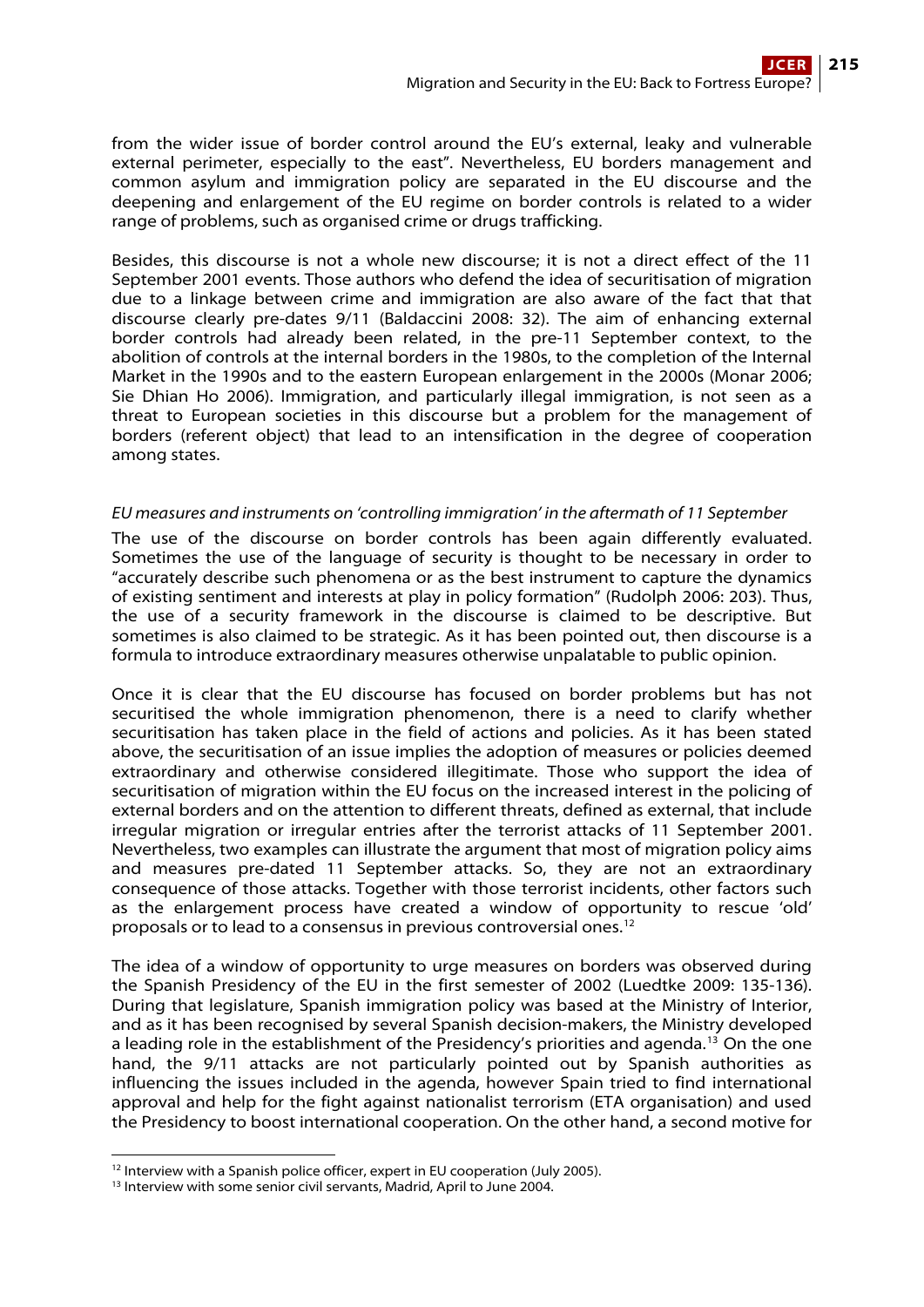from the wider issue of border control around the EU's external, leaky and vulnerable external perimeter, especially to the east". Nevertheless, EU borders management and common asylum and immigration policy are separated in the EU discourse and the deepening and enlargement of the EU regime on border controls is related to a wider range of problems, such as organised crime or drugs trafficking.

Besides, this discourse is not a whole new discourse; it is not a direct effect of the 11 September 2001 events. Those authors who defend the idea of securitisation of migration due to a linkage between crime and immigration are also aware of the fact that that discourse clearly pre-dates 9/11 (Baldaccini 2008: 32). The aim of enhancing external border controls had already been related, in the pre-11 September context, to the abolition of controls at the internal borders in the 1980s, to the completion of the Internal Market in the 1990s and to the eastern European enlargement in the 2000s (Monar 2006; Sie Dhian Ho 2006). Immigration, and particularly illegal immigration, is not seen as a threat to European societies in this discourse but a problem for the management of borders (referent object) that lead to an intensification in the degree of cooperation among states.

*EU measures and instruments on 'controlling immigration' in the aftermath of 11 September*

The use of the discourse on border controls has been again differently evaluated. Sometimes the use of the language of security is thought to be necessary in order to "accurately describe such phenomena or as the best instrument to capture the dynamics of existing sentiment and interests at play in policy formation" (Rudolph 2006: 203). Thus, the use of a security framework in the discourse is claimed to be descriptive. But sometimes is also claimed to be strategic. As it has been pointed out, then discourse is a formula to introduce extraordinary measures otherwise unpalatable to public opinion.

Once it is clear that the EU discourse has focused on border problems but has not securitised the whole immigration phenomenon, there is a need to clarify whether securitisation has taken place in the field of actions and policies. As it has been stated above, the securitisation of an issue implies the adoption of measures or policies deemed extraordinary and otherwise considered illegitimate. Those who support the idea of securitisation of migration within the EU focus on the increased interest in the policing of external borders and on the attention to different threats, defined as external, that include irregular migration or irregular entries after the terrorist attacks of 11 September 2001. Nevertheless, two examples can illustrate the argument that most of migration policy aims and measures pre-dated 11 September attacks. So, they are not an extraordinary consequence of those attacks. Together with those terrorist incidents, other factors such as the enlargement process have created a window of opportunity to rescue 'old' proposals or to lead to a consensus in previous controversial ones.[12]

The idea of a window of opportunity to urge measures on borders was observed during the Spanish Presidency of the EU in the first semester of 2002 (Luedtke 2009: 135-136). During that legislature, Spanish immigration policy was based at the Ministry of Interior, and as it has been recognised by several Spanish decision-makers, the Ministry developed a leading role in the establishment of the Presidency's priorities and agenda.[13] On the one hand, the 9/11 attacks are not particularly pointed out by Spanish authorities as influencing the issues included in the agenda, however Spain tried to find international approval and help for the fight against nationalist terrorism (ETA organisation) and used the Presidency to boost international cooperation. On the other hand, a second motive for

[12] Interview with a Spanish police officer, expert in EU cooperation (July 2005).

[13] Interview with some senior civil servants, Madrid, April to June 2004.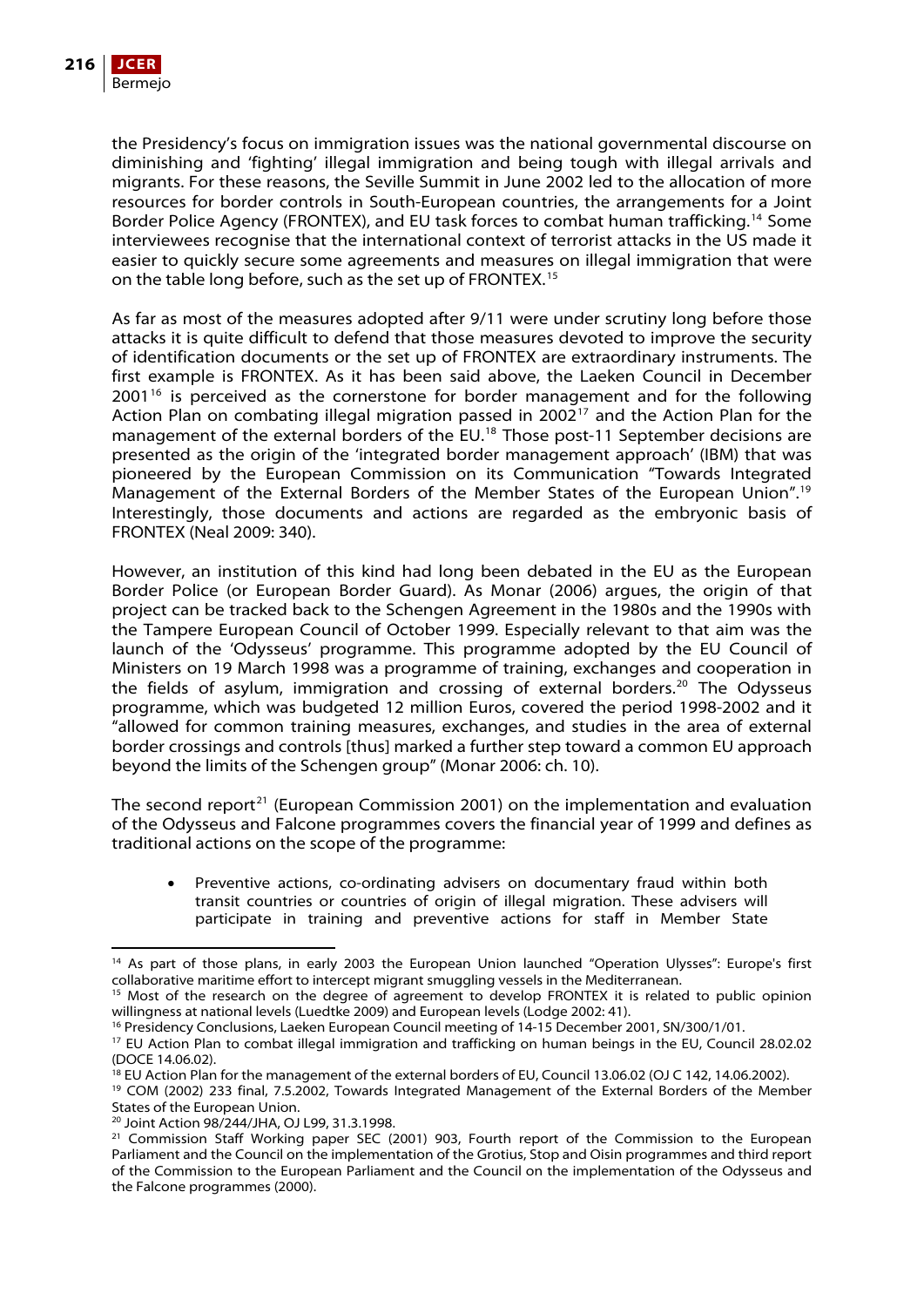the Presidency's focus on immigration issues was the national governmental discourse on diminishing and 'fighting' illegal immigration and being tough with illegal arrivals and migrants. For these reasons, the Seville Summit in June 2002 led to the allocation of more resources for border controls in South-European countries, the arrangements for a Joint Border Police Agency (FRONTEX), and EU task forces to combat human trafficking.[14] Some interviewees recognise that the international context of terrorist attacks in the US made it easier to quickly secure some agreements and measures on illegal immigration that were on the table long before, such as the set up of FRONTEX.[15]

As far as most of the measures adopted after 9/11 were under scrutiny long before those attacks it is quite difficult to defend that those measures devoted to improve the security of identification documents or the set up of FRONTEX are extraordinary instruments. The first example is FRONTEX. As it has been said above, the Laeken Council in December 2001[16] is perceived as the cornerstone for border management and for the following Action Plan on combating illegal migration passed in 2002[17] and the Action Plan for the management of the external borders of the EU.[18] Those post-11 September decisions are presented as the origin of the 'integrated border management approach' (IBM) that was pioneered by the European Commission on its Communication "Towards Integrated Management of the External Borders of the Member States of the European Union".[19] Interestingly, those documents and actions are regarded as the embryonic basis of FRONTEX (Neal 2009: 340).

However, an institution of this kind had long been debated in the EU as the European Border Police (or European Border Guard). As Monar (2006) argues, the origin of that project can be tracked back to the Schengen Agreement in the 1980s and the 1990s with the Tampere European Council of October 1999. Especially relevant to that aim was the launch of the 'Odysseus' programme. This programme adopted by the EU Council of Ministers on 19 March 1998 was a programme of training, exchanges and cooperation in the fields of asylum, immigration and crossing of external borders.[20] The Odysseus programme, which was budgeted 12 million Euros, covered the period 1998-2002 and it "allowed for common training measures, exchanges, and studies in the area of external border crossings and controls [thus] marked a further step toward a common EU approach beyond the limits of the Schengen group" (Monar 2006: ch. 10).

The second report[21] (European Commission 2001) on the implementation and evaluation of the Odysseus and Falcone programmes covers the financial year of 1999 and defines as traditional actions on the scope of the programme:

- Preventive actions, co-ordinating advisers on documentary fraud within both transit countries or countries of origin of illegal migration. These advisers will participate in training and preventive actions for staff in Member State

---

[14] As part of those plans, in early 2003 the European Union launched "Operation Ulysses": Europe's first collaborative maritime effort to intercept migrant smuggling vessels in the Mediterranean.

[15] Most of the research on the degree of agreement to develop FRONTEX it is related to public opinion willingness at national levels (Luedtke 2009) and European levels (Lodge 2002: 41).

[16] Presidency Conclusions, Laeken European Council meeting of 14-15 December 2001, SN/300/1/01.

[17] EU Action Plan to combat illegal immigration and trafficking on human beings in the EU, Council 28.02.02 (DOCE 14.06.02).

[18] EU Action Plan for the management of the external borders of EU, Council 13.06.02 (OJ C 142, 14.06.2002).

[19] COM (2002) 233 final, 7.5.2002, Towards Integrated Management of the External Borders of the Member States of the European Union.

[20] Joint Action 98/244/JHA, OJ L99, 31.3.1998.

[21] Commission Staff Working paper SEC (2001) 903, Fourth report of the Commission to the European Parliament and the Council on the implementation of the Grotius, Stop and Oisin programmes and third report of the Commission to the European Parliament and the Council on the implementation of the Odysseus and the Falcone programmes (2000).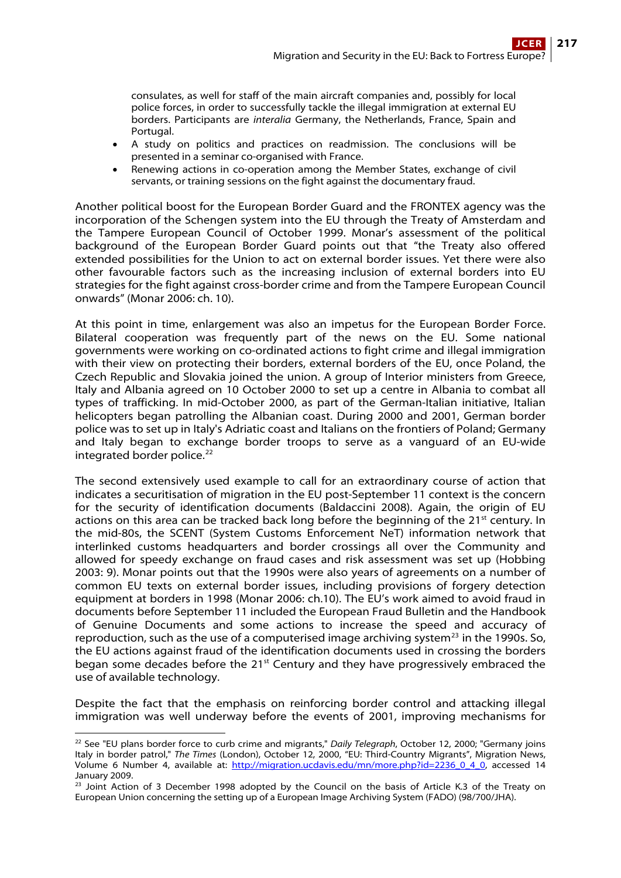consulates, as well for staff of the main aircraft companies and, possibly for local police forces, in order to successfully tackle the illegal immigration at external EU borders. Participants are *interalia* Germany, the Netherlands, France, Spain and Portugal.

- A study on politics and practices on readmission. The conclusions will be presented in a seminar co-organised with France.
- Renewing actions in co-operation among the Member States, exchange of civil servants, or training sessions on the fight against the documentary fraud.

Another political boost for the European Border Guard and the FRONTEX agency was the incorporation of the Schengen system into the EU through the Treaty of Amsterdam and the Tampere European Council of October 1999. Monar's assessment of the political background of the European Border Guard points out that "the Treaty also offered extended possibilities for the Union to act on external border issues. Yet there were also other favourable factors such as the increasing inclusion of external borders into EU strategies for the fight against cross-border crime and from the Tampere European Council onwards" (Monar 2006: ch. 10).

At this point in time, enlargement was also an impetus for the European Border Force. Bilateral cooperation was frequently part of the news on the EU. Some national governments were working on co-ordinated actions to fight crime and illegal immigration with their view on protecting their borders, external borders of the EU, once Poland, the Czech Republic and Slovakia joined the union. A group of Interior ministers from Greece, Italy and Albania agreed on 10 October 2000 to set up a centre in Albania to combat all types of trafficking. In mid-October 2000, as part of the German-Italian initiative, Italian helicopters began patrolling the Albanian coast. During 2000 and 2001, German border police was to set up in Italy's Adriatic coast and Italians on the frontiers of Poland; Germany and Italy began to exchange border troops to serve as a vanguard of an EU-wide integrated border police.[22]

The second extensively used example to call for an extraordinary course of action that indicates a securitisation of migration in the EU post-September 11 context is the concern for the security of identification documents (Baldaccini 2008). Again, the origin of EU actions on this area can be tracked back long before the beginning of the 21st century. In the mid-80s, the SCENT (System Customs Enforcement NeT) information network that interlinked customs headquarters and border crossings all over the Community and allowed for speedy exchange on fraud cases and risk assessment was set up (Hobbing 2003: 9). Monar points out that the 1990s were also years of agreements on a number of common EU texts on external border issues, including provisions of forgery detection equipment at borders in 1998 (Monar 2006: ch.10). The EU's work aimed to avoid fraud in documents before September 11 included the European Fraud Bulletin and the Handbook of Genuine Documents and some actions to increase the speed and accuracy of reproduction, such as the use of a computerised image archiving system[23] in the 1990s. So, the EU actions against fraud of the identification documents used in crossing the borders began some decades before the 21st Century and they have progressively embraced the use of available technology.

Despite the fact that the emphasis on reinforcing border control and attacking illegal immigration was well underway before the events of 2001, improving mechanisms for

---

[22] See "EU plans border force to curb crime and migrants," *Daily Telegraph*, October 12, 2000; "Germany joins Italy in border patrol," *The Times* (London), October 12, 2000, "EU: Third-Country Migrants", Migration News, Volume 6 Number 4, available at: http://migration.ucdavis.edu/mn/more.php?id=2236_0_4_0, accessed 14 January 2009.

[23] Joint Action of 3 December 1998 adopted by the Council on the basis of Article K.3 of the Treaty on European Union concerning the setting up of a European Image Archiving System (FADO) (98/700/JHA).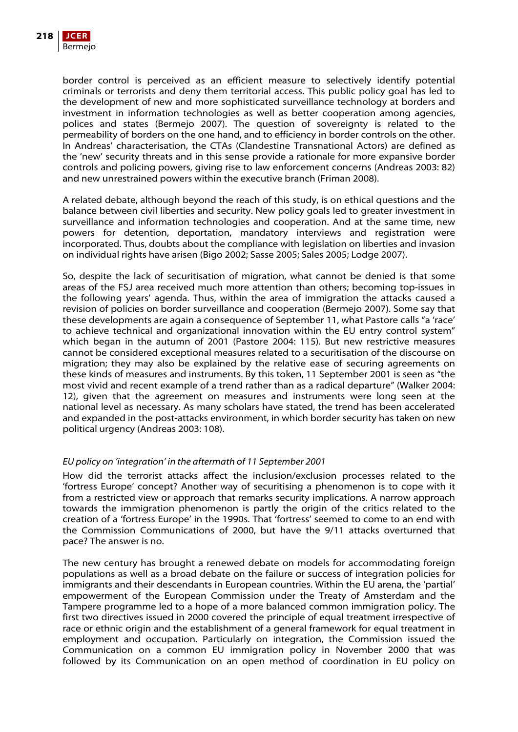border control is perceived as an efficient measure to selectively identify potential criminals or terrorists and deny them territorial access. This public policy goal has led to the development of new and more sophisticated surveillance technology at borders and investment in information technologies as well as better cooperation among agencies, polices and states (Bermejo 2007). The question of sovereignty is related to the permeability of borders on the one hand, and to efficiency in border controls on the other. In Andreas' characterisation, the CTAs (Clandestine Transnational Actors) are defined as the 'new' security threats and in this sense provide a rationale for more expansive border controls and policing powers, giving rise to law enforcement concerns (Andreas 2003: 82) and new unrestrained powers within the executive branch (Friman 2008).

A related debate, although beyond the reach of this study, is on ethical questions and the balance between civil liberties and security. New policy goals led to greater investment in surveillance and information technologies and cooperation. And at the same time, new powers for detention, deportation, mandatory interviews and registration were incorporated. Thus, doubts about the compliance with legislation on liberties and invasion on individual rights have arisen (Bigo 2002; Sasse 2005; Sales 2005; Lodge 2007).

So, despite the lack of securitisation of migration, what cannot be denied is that some areas of the FSJ area received much more attention than others; becoming top-issues in the following years' agenda. Thus, within the area of immigration the attacks caused a revision of policies on border surveillance and cooperation (Bermejo 2007). Some say that these developments are again a consequence of September 11, what Pastore calls "a 'race' to achieve technical and organizational innovation within the EU entry control system" which began in the autumn of 2001 (Pastore 2004: 115). But new restrictive measures cannot be considered exceptional measures related to a securitisation of the discourse on migration; they may also be explained by the relative ease of securing agreements on these kinds of measures and instruments. By this token, 11 September 2001 is seen as "the most vivid and recent example of a trend rather than as a radical departure" (Walker 2004: 12), given that the agreement on measures and instruments were long seen at the national level as necessary. As many scholars have stated, the trend has been accelerated and expanded in the post-attacks environment, in which border security has taken on new political urgency (Andreas 2003: 108).

### *EU policy on 'integration' in the aftermath of 11 September 2001*

How did the terrorist attacks affect the inclusion/exclusion processes related to the 'fortress Europe' concept? Another way of securitising a phenomenon is to cope with it from a restricted view or approach that remarks security implications. A narrow approach towards the immigration phenomenon is partly the origin of the critics related to the creation of a 'fortress Europe' in the 1990s. That 'fortress' seemed to come to an end with the Commission Communications of 2000, but have the 9/11 attacks overturned that pace? The answer is no.

The new century has brought a renewed debate on models for accommodating foreign populations as well as a broad debate on the failure or success of integration policies for immigrants and their descendants in European countries. Within the EU arena, the 'partial' empowerment of the European Commission under the Treaty of Amsterdam and the Tampere programme led to a hope of a more balanced common immigration policy. The first two directives issued in 2000 covered the principle of equal treatment irrespective of race or ethnic origin and the establishment of a general framework for equal treatment in employment and occupation. Particularly on integration, the Commission issued the Communication on a common EU immigration policy in November 2000 that was followed by its Communication on an open method of coordination in EU policy on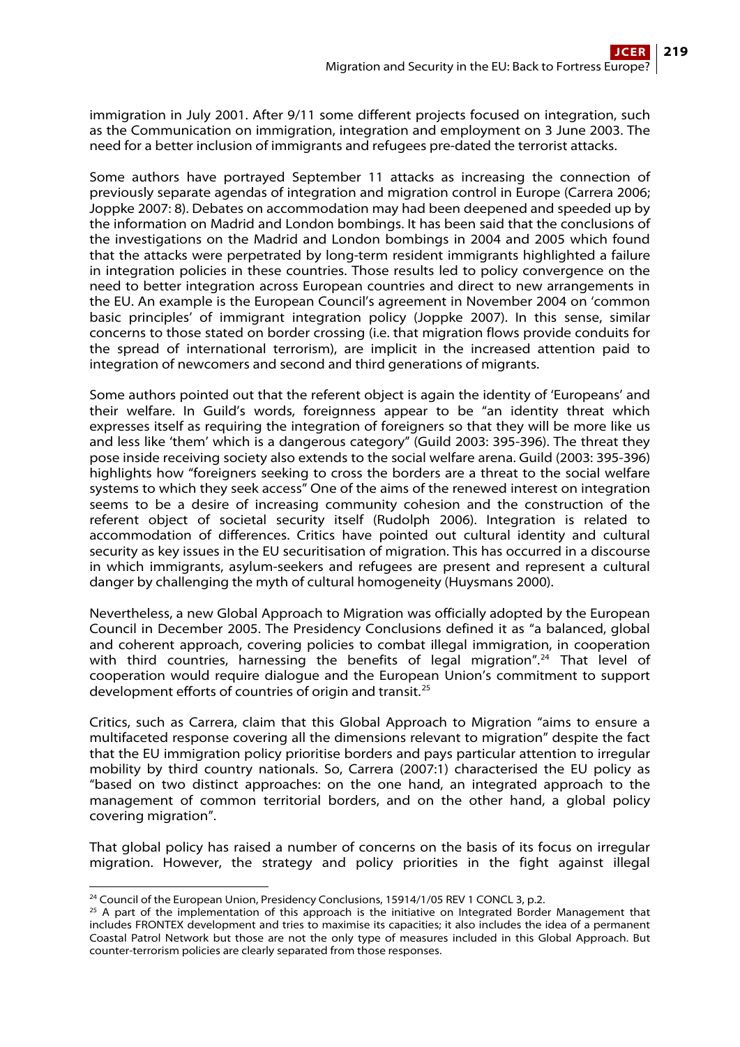immigration in July 2001. After 9/11 some different projects focused on integration, such as the Communication on immigration, integration and employment on 3 June 2003. The need for a better inclusion of immigrants and refugees pre-dated the terrorist attacks.

Some authors have portrayed September 11 attacks as increasing the connection of previously separate agendas of integration and migration control in Europe (Carrera 2006; Joppke 2007: 8). Debates on accommodation may had been deepened and speeded up by the information on Madrid and London bombings. It has been said that the conclusions of the investigations on the Madrid and London bombings in 2004 and 2005 which found that the attacks were perpetrated by long-term resident immigrants highlighted a failure in integration policies in these countries. Those results led to policy convergence on the need to better integration across European countries and direct to new arrangements in the EU. An example is the European Council's agreement in November 2004 on 'common basic principles' of immigrant integration policy (Joppke 2007). In this sense, similar concerns to those stated on border crossing (i.e. that migration flows provide conduits for the spread of international terrorism), are implicit in the increased attention paid to integration of newcomers and second and third generations of migrants.

Some authors pointed out that the referent object is again the identity of 'Europeans' and their welfare. In Guild's words, foreignness appear to be "an identity threat which expresses itself as requiring the integration of foreigners so that they will be more like us and less like 'them' which is a dangerous category" (Guild 2003: 395-396). The threat they pose inside receiving society also extends to the social welfare arena. Guild (2003: 395-396) highlights how "foreigners seeking to cross the borders are a threat to the social welfare systems to which they seek access" One of the aims of the renewed interest on integration seems to be a desire of increasing community cohesion and the construction of the referent object of societal security itself (Rudolph 2006). Integration is related to accommodation of differences. Critics have pointed out cultural identity and cultural security as key issues in the EU securitisation of migration. This has occurred in a discourse in which immigrants, asylum-seekers and refugees are present and represent a cultural danger by challenging the myth of cultural homogeneity (Huysmans 2000).

Nevertheless, a new Global Approach to Migration was officially adopted by the European Council in December 2005. The Presidency Conclusions defined it as "a balanced, global and coherent approach, covering policies to combat illegal immigration, in cooperation with third countries, harnessing the benefits of legal migration".[24] That level of cooperation would require dialogue and the European Union's commitment to support development efforts of countries of origin and transit.[25]

Critics, such as Carrera, claim that this Global Approach to Migration "aims to ensure a multifaceted response covering all the dimensions relevant to migration" despite the fact that the EU immigration policy prioritise borders and pays particular attention to irregular mobility by third country nationals. So, Carrera (2007:1) characterised the EU policy as "based on two distinct approaches: on the one hand, an integrated approach to the management of common territorial borders, and on the other hand, a global policy covering migration".

That global policy has raised a number of concerns on the basis of its focus on irregular migration. However, the strategy and policy priorities in the fight against illegal

---

[24] Council of the European Union, Presidency Conclusions, 15914/1/05 REV 1 CONCL 3, p.2.

[25] A part of the implementation of this approach is the initiative on Integrated Border Management that includes FRONTEX development and tries to maximise its capacities; it also includes the idea of a permanent Coastal Patrol Network but those are not the only type of measures included in this Global Approach. But counter-terrorism policies are clearly separated from those responses.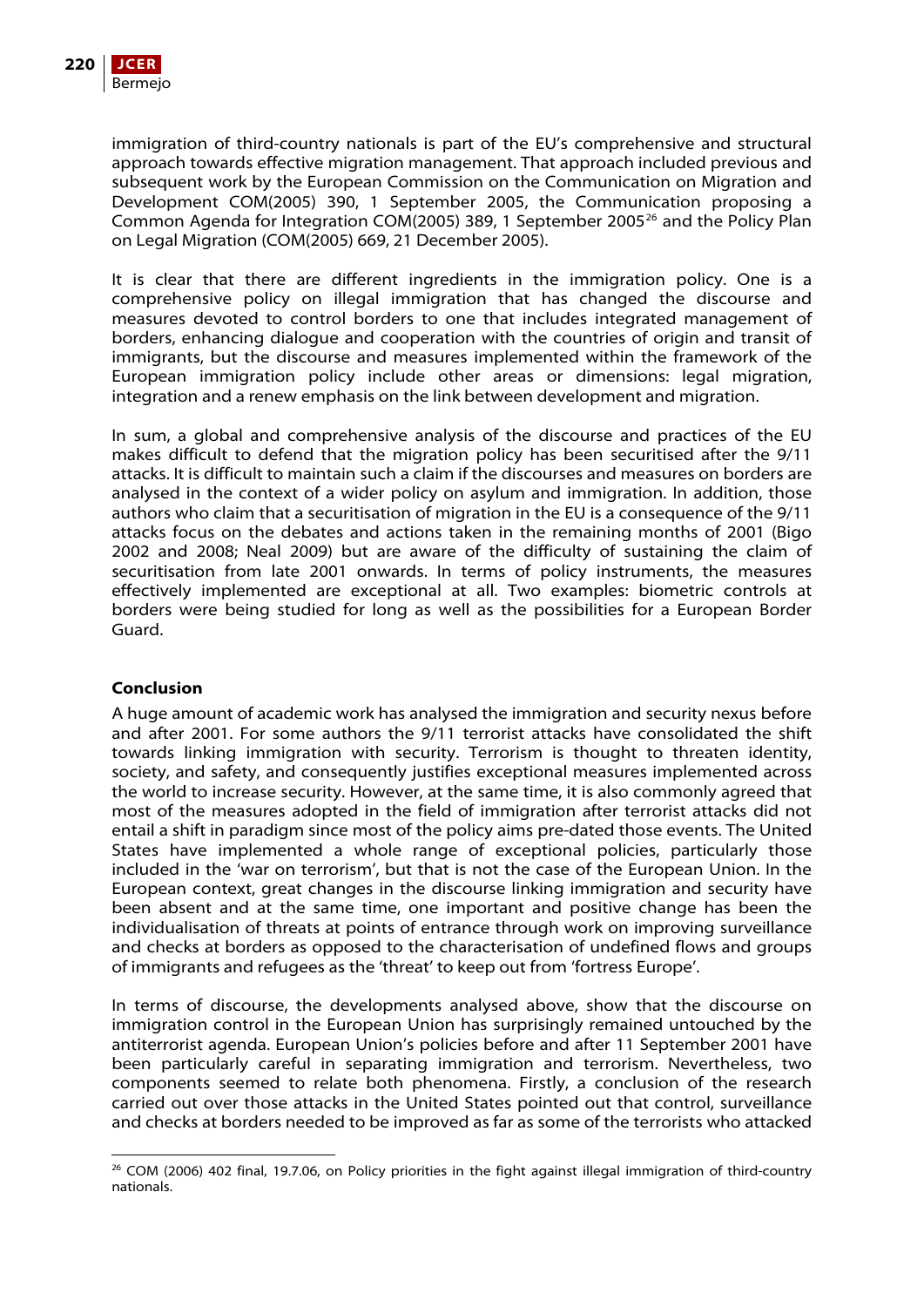immigration of third-country nationals is part of the EU's comprehensive and structural approach towards effective migration management. That approach included previous and subsequent work by the European Commission on the Communication on Migration and Development COM(2005) 390, 1 September 2005, the Communication proposing a Common Agenda for Integration COM(2005) 389, 1 September 2005[26] and the Policy Plan on Legal Migration (COM(2005) 669, 21 December 2005).

It is clear that there are different ingredients in the immigration policy. One is a comprehensive policy on illegal immigration that has changed the discourse and measures devoted to control borders to one that includes integrated management of borders, enhancing dialogue and cooperation with the countries of origin and transit of immigrants, but the discourse and measures implemented within the framework of the European immigration policy include other areas or dimensions: legal migration, integration and a renew emphasis on the link between development and migration.

In sum, a global and comprehensive analysis of the discourse and practices of the EU makes difficult to defend that the migration policy has been securitised after the 9/11 attacks. It is difficult to maintain such a claim if the discourses and measures on borders are analysed in the context of a wider policy on asylum and immigration. In addition, those authors who claim that a securitisation of migration in the EU is a consequence of the 9/11 attacks focus on the debates and actions taken in the remaining months of 2001 (Bigo 2002 and 2008; Neal 2009) but are aware of the difficulty of sustaining the claim of securitisation from late 2001 onwards. In terms of policy instruments, the measures effectively implemented are exceptional at all. Two examples: biometric controls at borders were being studied for long as well as the possibilities for a European Border Guard.

## Conclusion

A huge amount of academic work has analysed the immigration and security nexus before and after 2001. For some authors the 9/11 terrorist attacks have consolidated the shift towards linking immigration with security. Terrorism is thought to threaten identity, society, and safety, and consequently justifies exceptional measures implemented across the world to increase security. However, at the same time, it is also commonly agreed that most of the measures adopted in the field of immigration after terrorist attacks did not entail a shift in paradigm since most of the policy aims pre-dated those events. The United States have implemented a whole range of exceptional policies, particularly those included in the 'war on terrorism', but that is not the case of the European Union. In the European context, great changes in the discourse linking immigration and security have been absent and at the same time, one important and positive change has been the individualisation of threats at points of entrance through work on improving surveillance and checks at borders as opposed to the characterisation of undefined flows and groups of immigrants and refugees as the 'threat' to keep out from 'fortress Europe'.

In terms of discourse, the developments analysed above, show that the discourse on immigration control in the European Union has surprisingly remained untouched by the antiterrorist agenda. European Union's policies before and after 11 September 2001 have been particularly careful in separating immigration and terrorism. Nevertheless, two components seemed to relate both phenomena. Firstly, a conclusion of the research carried out over those attacks in the United States pointed out that control, surveillance and checks at borders needed to be improved as far as some of the terrorists who attacked

[26] COM (2006) 402 final, 19.7.06, on Policy priorities in the fight against illegal immigration of third-country nationals.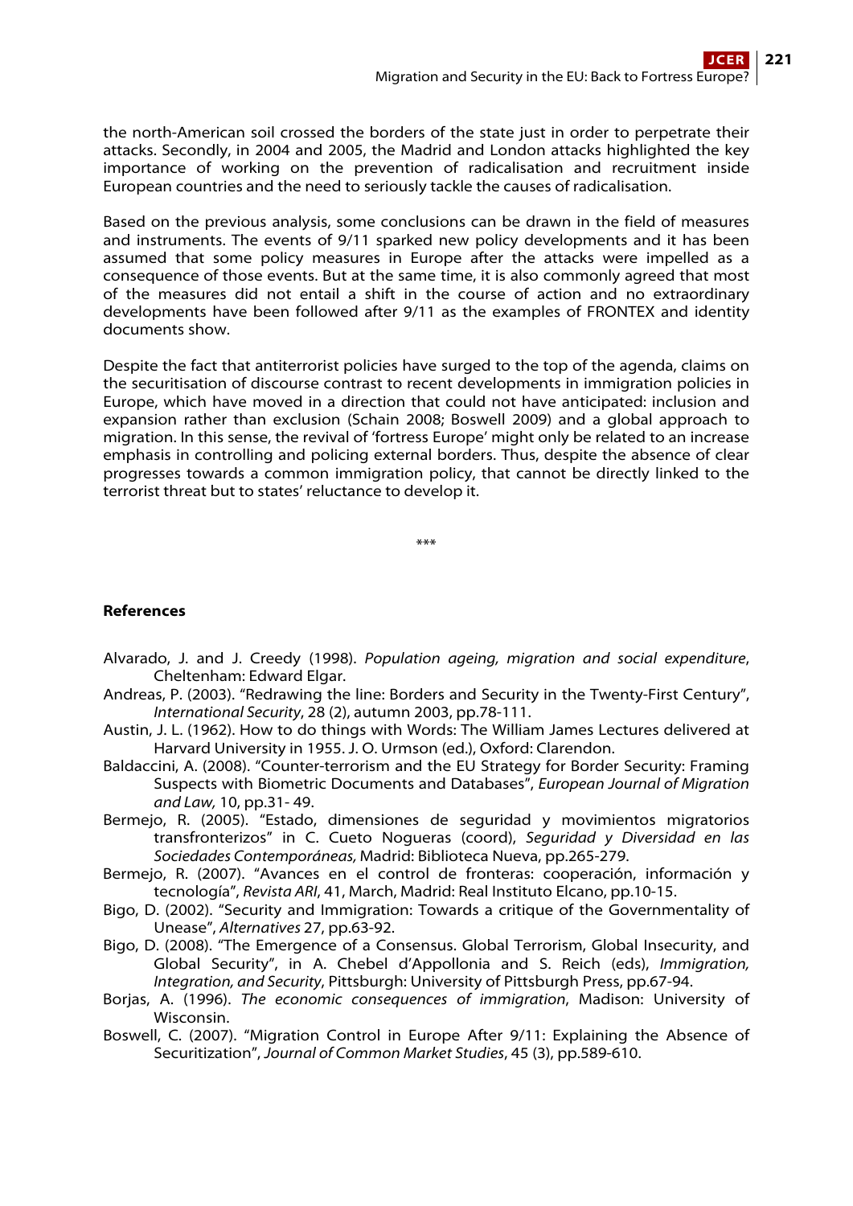the north-American soil crossed the borders of the state just in order to perpetrate their attacks. Secondly, in 2004 and 2005, the Madrid and London attacks highlighted the key importance of working on the prevention of radicalisation and recruitment inside European countries and the need to seriously tackle the causes of radicalisation.

Based on the previous analysis, some conclusions can be drawn in the field of measures and instruments. The events of 9/11 sparked new policy developments and it has been assumed that some policy measures in Europe after the attacks were impelled as a consequence of those events. But at the same time, it is also commonly agreed that most of the measures did not entail a shift in the course of action and no extraordinary developments have been followed after 9/11 as the examples of FRONTEX and identity documents show.

Despite the fact that antiterrorist policies have surged to the top of the agenda, claims on the securitisation of discourse contrast to recent developments in immigration policies in Europe, which have moved in a direction that could not have anticipated: inclusion and expansion rather than exclusion (Schain 2008; Boswell 2009) and a global approach to migration. In this sense, the revival of 'fortress Europe' might only be related to an increase emphasis in controlling and policing external borders. Thus, despite the absence of clear progresses towards a common immigration policy, that cannot be directly linked to the terrorist threat but to states' reluctance to develop it.

\*\*\*

**References**

Alvarado, J. and J. Creedy (1998). *Population ageing, migration and social expenditure*, Cheltenham: Edward Elgar.

Andreas, P. (2003). "Redrawing the line: Borders and Security in the Twenty-First Century", *International Security*, 28 (2), autumn 2003, pp.78-111.

Austin, J. L. (1962). How to do things with Words: The William James Lectures delivered at Harvard University in 1955. J. O. Urmson (ed.), Oxford: Clarendon.

Baldaccini, A. (2008). "Counter-terrorism and the EU Strategy for Border Security: Framing Suspects with Biometric Documents and Databases", *European Journal of Migration and Law,* 10, pp.31- 49.

Bermejo, R. (2005). "Estado, dimensiones de seguridad y movimientos migratorios transfronterizos" in C. Cueto Nogueras (coord), *Seguridad y Diversidad en las Sociedades Contemporáneas,* Madrid: Biblioteca Nueva, pp.265-279.

Bermejo, R. (2007). "Avances en el control de fronteras: cooperación, información y tecnología", *Revista ARI*, 41, March, Madrid: Real Instituto Elcano, pp.10-15.

Bigo, D. (2002). "Security and Immigration: Towards a critique of the Governmentality of Unease", *Alternatives* 27, pp.63-92.

Bigo, D. (2008). "The Emergence of a Consensus. Global Terrorism, Global Insecurity, and Global Security", in A. Chebel d'Appollonia and S. Reich (eds), *Immigration, Integration, and Security*, Pittsburgh: University of Pittsburgh Press, pp.67-94.

Borjas, A. (1996). *The economic consequences of immigration*, Madison: University of Wisconsin.

Boswell, C. (2007). "Migration Control in Europe After 9/11: Explaining the Absence of Securitization", *Journal of Common Market Studies*, 45 (3), pp.589-610.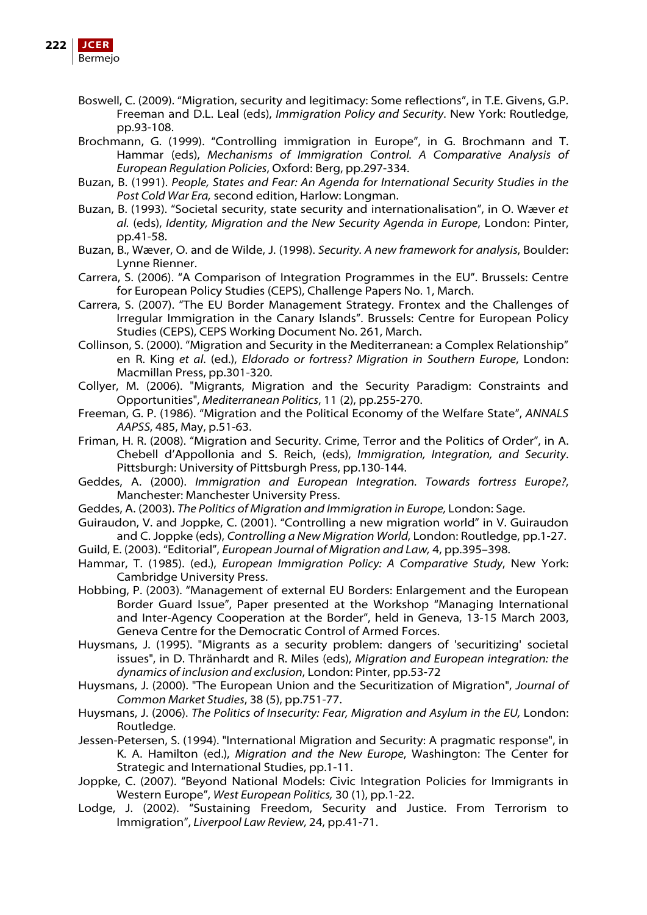Boswell, C. (2009). "Migration, security and legitimacy: Some reflections", in T.E. Givens, G.P. Freeman and D.L. Leal (eds), *Immigration Policy and Security*. New York: Routledge, pp.93-108.

Brochmann, G. (1999). "Controlling immigration in Europe", in G. Brochmann and T. Hammar (eds), *Mechanisms of Immigration Control. A Comparative Analysis of European Regulation Policies*, Oxford: Berg, pp.297-334.

Buzan, B. (1991). *People, States and Fear: An Agenda for International Security Studies in the Post Cold War Era,* second edition, Harlow: Longman.

Buzan, B. (1993). "Societal security, state security and internationalisation", in O. Wæver *et al.* (eds), *Identity, Migration and the New Security Agenda in Europe*, London: Pinter, pp.41-58.

Buzan, B., Wæver, O. and de Wilde, J. (1998). *Security. A new framework for analysis*, Boulder: Lynne Rienner.

Carrera, S. (2006). "A Comparison of Integration Programmes in the EU". Brussels: Centre for European Policy Studies (CEPS), Challenge Papers No. 1, March.

Carrera, S. (2007). "The EU Border Management Strategy. Frontex and the Challenges of Irregular Immigration in the Canary Islands". Brussels: Centre for European Policy Studies (CEPS), CEPS Working Document No. 261, March.

Collinson, S. (2000). "Migration and Security in the Mediterranean: a Complex Relationship" en R. King *et al*. (ed.), *Eldorado or fortress? Migration in Southern Europe*, London: Macmillan Press, pp.301-320.

Collyer, M. (2006). "Migrants, Migration and the Security Paradigm: Constraints and Opportunities", *Mediterranean Politics*, 11 (2), pp.255-270.

Freeman, G. P. (1986). "Migration and the Political Economy of the Welfare State", *ANNALS AAPSS*, 485, May, p.51-63.

Friman, H. R. (2008). "Migration and Security. Crime, Terror and the Politics of Order", in A. Chebell d'Appollonia and S. Reich, (eds), *Immigration, Integration, and Security*. Pittsburgh: University of Pittsburgh Press, pp.130-144.

Geddes, A. (2000). *Immigration and European Integration. Towards fortress Europe?*, Manchester: Manchester University Press.

Geddes, A. (2003). *The Politics of Migration and Immigration in Europe,* London: Sage.

Guiraudon, V. and Joppke, C. (2001). "Controlling a new migration world" in V. Guiraudon and C. Joppke (eds), *Controlling a New Migration World*, London: Routledge, pp.1-27.

Guild, E. (2003). "Editorial", *European Journal of Migration and Law,* 4, pp.395–398.

Hammar, T. (1985). (ed.), *European Immigration Policy: A Comparative Study*, New York: Cambridge University Press.

Hobbing, P. (2003). "Management of external EU Borders: Enlargement and the European Border Guard Issue", Paper presented at the Workshop "Managing International and Inter-Agency Cooperation at the Border", held in Geneva, 13-15 March 2003, Geneva Centre for the Democratic Control of Armed Forces.

Huysmans, J. (1995). "Migrants as a security problem: dangers of 'securitizing' societal issues", in D. Thränhardt and R. Miles (eds), *Migration and European integration: the dynamics of inclusion and exclusion*, London: Pinter, pp.53-72

Huysmans, J. (2000). "The European Union and the Securitization of Migration", *Journal of Common Market Studies*, 38 (5), pp.751-77.

Huysmans, J. (2006). *The Politics of Insecurity: Fear, Migration and Asylum in the EU,* London: Routledge.

Jessen-Petersen, S. (1994). "International Migration and Security: A pragmatic response", in K. A. Hamilton (ed.), *Migration and the New Europe*, Washington: The Center for Strategic and International Studies, pp.1-11.

Joppke, C. (2007). "Beyond National Models: Civic Integration Policies for Immigrants in Western Europe", *West European Politics,* 30 (1), pp.1-22.

Lodge, J. (2002). "Sustaining Freedom, Security and Justice. From Terrorism to Immigration", *Liverpool Law Review,* 24, pp.41-71.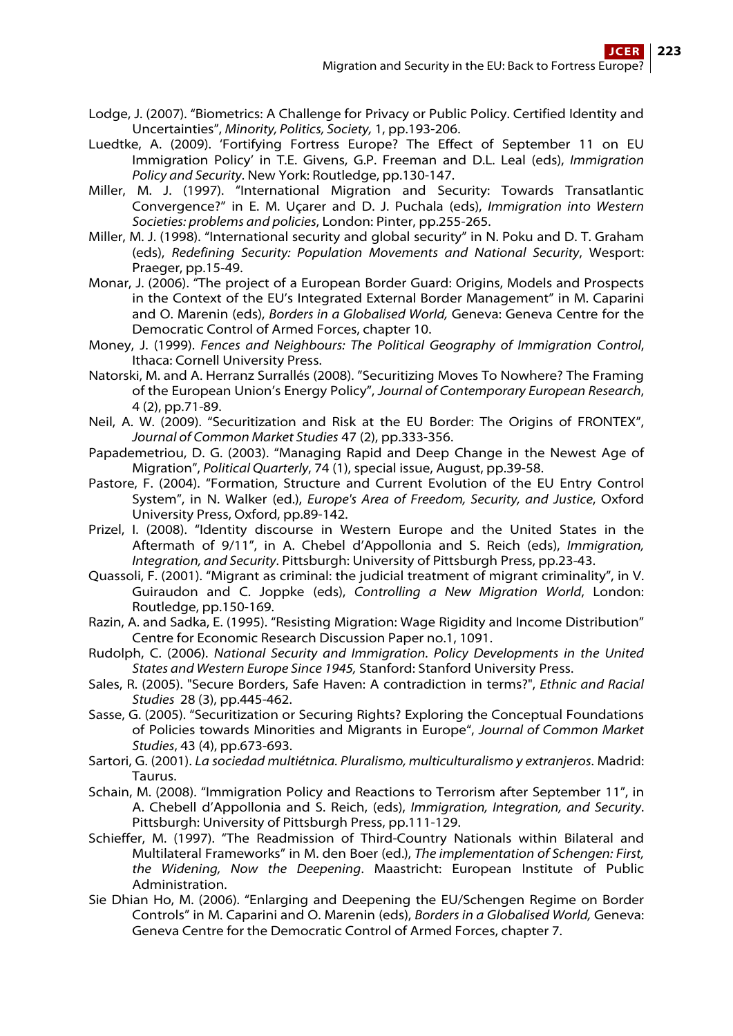Lodge, J. (2007). "Biometrics: A Challenge for Privacy or Public Policy. Certified Identity and Uncertainties", *Minority, Politics, Society,* 1, pp.193-206.

Luedtke, A. (2009). 'Fortifying Fortress Europe? The Effect of September 11 on EU Immigration Policy' in T.E. Givens, G.P. Freeman and D.L. Leal (eds), *Immigration Policy and Security*. New York: Routledge, pp.130-147.

Miller, M. J. (1997). "International Migration and Security: Towards Transatlantic Convergence?" in E. M. Uçarer and D. J. Puchala (eds), *Immigration into Western Societies: problems and policies*, London: Pinter, pp.255-265.

Miller, M. J. (1998). "International security and global security" in N. Poku and D. T. Graham (eds), *Redefining Security: Population Movements and National Security*, Wesport: Praeger, pp.15-49.

Monar, J. (2006). "The project of a European Border Guard: Origins, Models and Prospects in the Context of the EU's Integrated External Border Management" in M. Caparini and O. Marenin (eds), *Borders in a Globalised World,* Geneva: Geneva Centre for the Democratic Control of Armed Forces, chapter 10.

Money, J. (1999). *Fences and Neighbours: The Political Geography of Immigration Control*, Ithaca: Cornell University Press.

Natorski, M. and A. Herranz Surrallés (2008). "Securitizing Moves To Nowhere? The Framing of the European Union's Energy Policy", *Journal of Contemporary European Research*, 4 (2), pp.71-89.

Neil, A. W. (2009). "Securitization and Risk at the EU Border: The Origins of FRONTEX", *Journal of Common Market Studies* 47 (2), pp.333-356.

Papademetriou, D. G. (2003). "Managing Rapid and Deep Change in the Newest Age of Migration", *Political Quarterly*, 74 (1), special issue, August, pp.39-58.

Pastore, F. (2004). "Formation, Structure and Current Evolution of the EU Entry Control System", in N. Walker (ed.), *Europe's Area of Freedom, Security, and Justice*, Oxford University Press, Oxford, pp.89-142.

Prizel, I. (2008). "Identity discourse in Western Europe and the United States in the Aftermath of 9/11", in A. Chebel d'Appollonia and S. Reich (eds), *Immigration, Integration, and Security*. Pittsburgh: University of Pittsburgh Press, pp.23-43.

Quassoli, F. (2001). "Migrant as criminal: the judicial treatment of migrant criminality", in V. Guiraudon and C. Joppke (eds), *Controlling a New Migration World*, London: Routledge, pp.150-169.

Razin, A. and Sadka, E. (1995). "Resisting Migration: Wage Rigidity and Income Distribution" Centre for Economic Research Discussion Paper no.1, 1091.

Rudolph, C. (2006). *National Security and Immigration. Policy Developments in the United States and Western Europe Since 1945,* Stanford: Stanford University Press.

Sales, R. (2005). "Secure Borders, Safe Haven: A contradiction in terms?", *Ethnic and Racial Studies* 28 (3), pp.445-462.

Sasse, G. (2005). "Securitization or Securing Rights? Exploring the Conceptual Foundations of Policies towards Minorities and Migrants in Europe", *Journal of Common Market Studies*, 43 (4), pp.673-693.

Sartori, G. (2001). *La sociedad multiétnica. Pluralismo, multiculturalismo y extranjeros*. Madrid: Taurus.

Schain, M. (2008). "Immigration Policy and Reactions to Terrorism after September 11", in A. Chebell d'Appollonia and S. Reich, (eds), *Immigration, Integration, and Security*. Pittsburgh: University of Pittsburgh Press, pp.111-129.

Schieffer, M. (1997). "The Readmission of Third-Country Nationals within Bilateral and Multilateral Frameworks" in M. den Boer (ed.), *The implementation of Schengen: First, the Widening, Now the Deepening*. Maastricht: European Institute of Public Administration.

Sie Dhian Ho, M. (2006). "Enlarging and Deepening the EU/Schengen Regime on Border Controls" in M. Caparini and O. Marenin (eds), *Borders in a Globalised World,* Geneva: Geneva Centre for the Democratic Control of Armed Forces, chapter 7.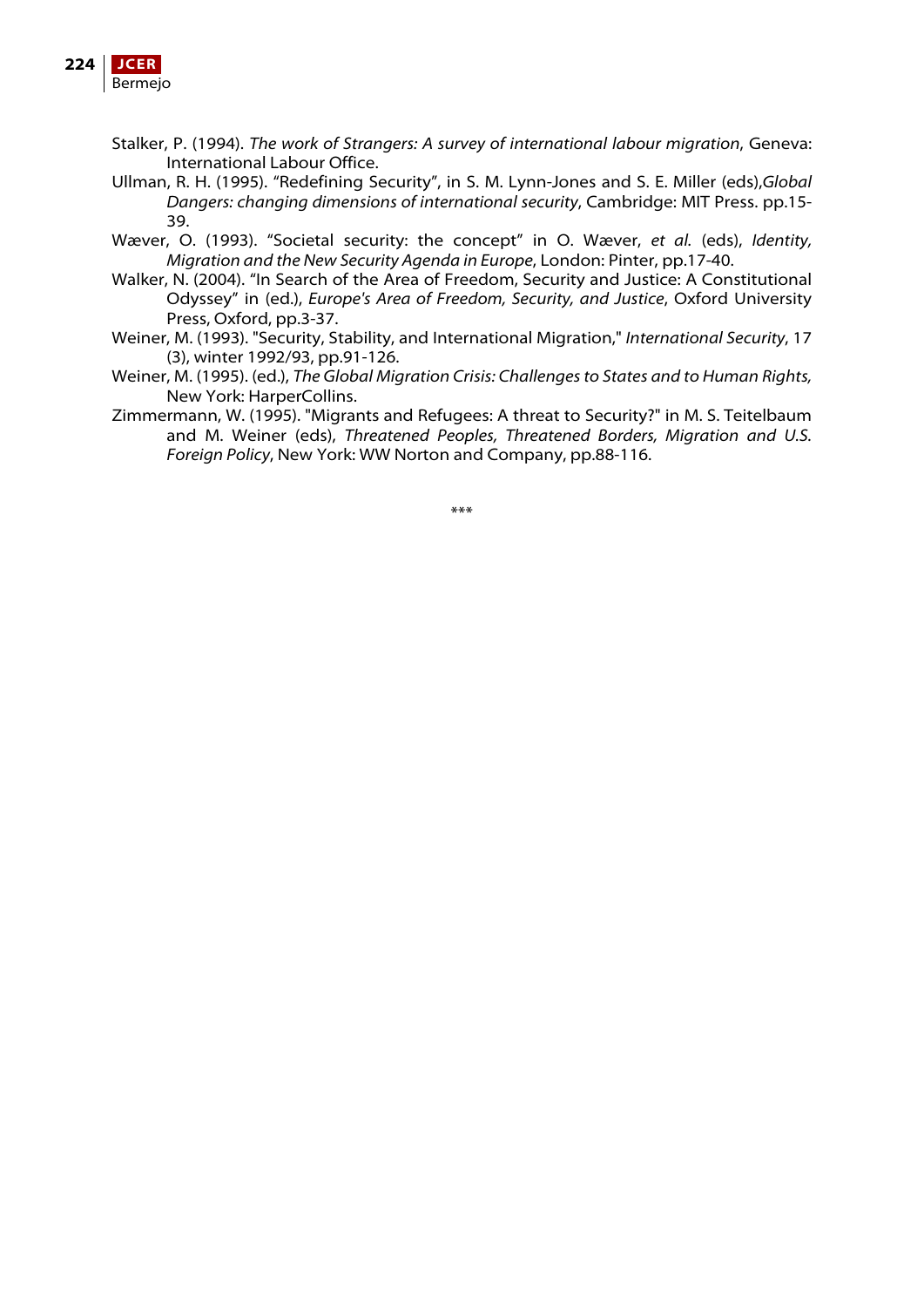Stalker, P. (1994). *The work of Strangers: A survey of international labour migration*, Geneva: International Labour Office.

Ullman, R. H. (1995). "Redefining Security", in S. M. Lynn-Jones and S. E. Miller (eds),*Global Dangers: changing dimensions of international security*, Cambridge: MIT Press. pp.15-39.

Wæver, O. (1993). "Societal security: the concept" in O. Wæver, *et al.* (eds), *Identity, Migration and the New Security Agenda in Europe*, London: Pinter, pp.17-40.

Walker, N. (2004). "In Search of the Area of Freedom, Security and Justice: A Constitutional Odyssey" in (ed.), *Europe's Area of Freedom, Security, and Justice*, Oxford University Press, Oxford, pp.3-37.

Weiner, M. (1993). "Security, Stability, and International Migration," *International Security*, 17 (3), winter 1992/93, pp.91-126.

Weiner, M. (1995). (ed.), *The Global Migration Crisis: Challenges to States and to Human Rights,* New York: HarperCollins.

Zimmermann, W. (1995). "Migrants and Refugees: A threat to Security?" in M. S. Teitelbaum and M. Weiner (eds), *Threatened Peoples, Threatened Borders, Migration and U.S. Foreign Policy*, New York: WW Norton and Company, pp.88-116.

***